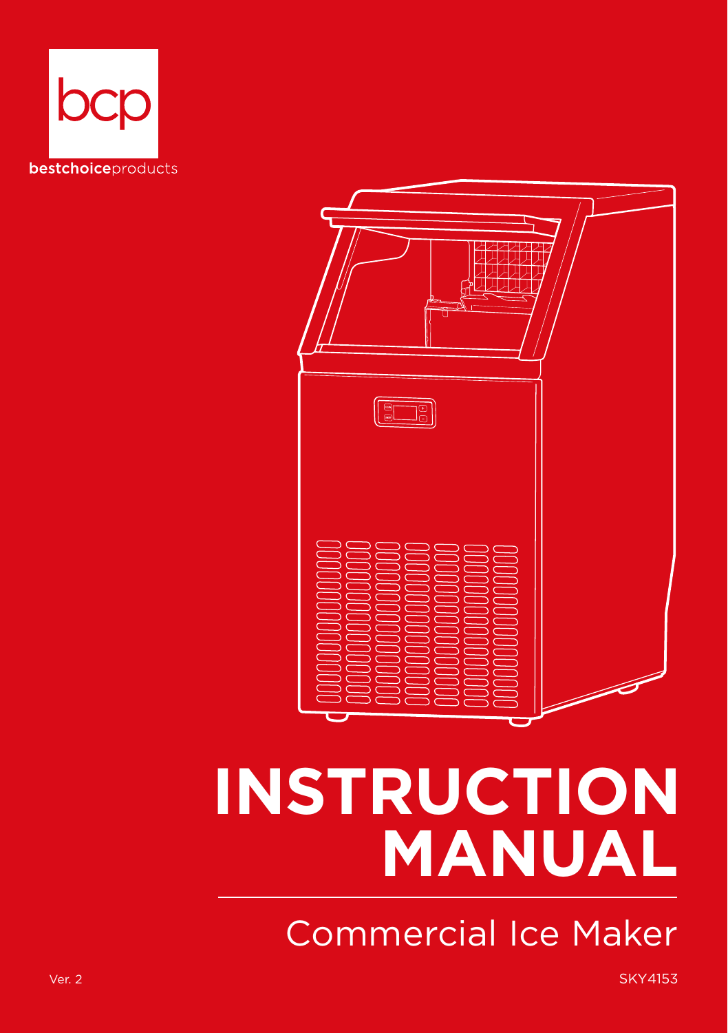bcp

bestchoiceproducts

# INSTRUCTION MANUAL

## Commercial Ice Maker

Ver. 2

SKY4153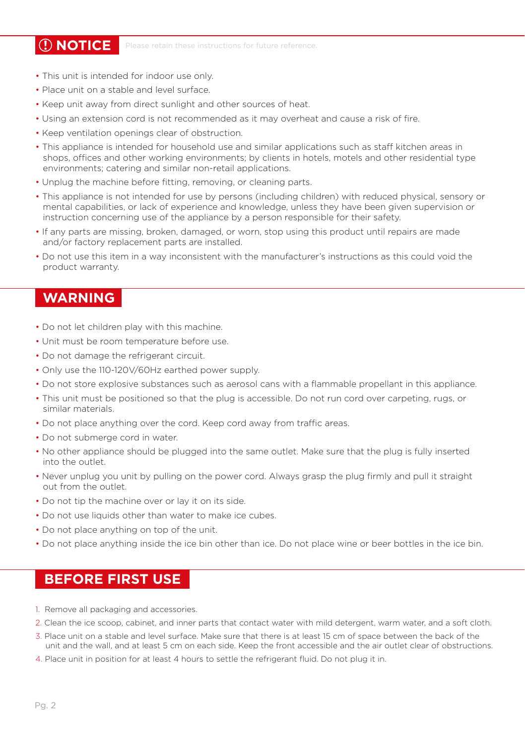## ⓘ NOTICE

Please retain these instructions for future reference.

- This unit is intended for indoor use only.
- Place unit on a stable and level surface.
- Keep unit away from direct sunlight and other sources of heat.
- Using an extension cord is not recommended as it may overheat and cause a risk of fire.
- Keep ventilation openings clear of obstruction.
- This appliance is intended for household use and similar applications such as staff kitchen areas in shops, offices and other working environments; by clients in hotels, motels and other residential type environments; catering and similar non-retail applications.
- Unplug the machine before fitting, removing, or cleaning parts.
- This appliance is not intended for use by persons (including children) with reduced physical, sensory or mental capabilities, or lack of experience and knowledge, unless they have been given supervision or instruction concerning use of the appliance by a person responsible for their safety.
- If any parts are missing, broken, damaged, or worn, stop using this product until repairs are made and/or factory replacement parts are installed.
- Do not use this item in a way inconsistent with the manufacturer's instructions as this could void the product warranty.

## WARNING

- Do not let children play with this machine.
- Unit must be room temperature before use.
- Do not damage the refrigerant circuit.
- Only use the 110-120V/60Hz earthed power supply.
- Do not store explosive substances such as aerosol cans with a flammable propellant in this appliance.
- This unit must be positioned so that the plug is accessible. Do not run cord over carpeting, rugs, or similar materials.
- Do not place anything over the cord. Keep cord away from traffic areas.
- Do not submerge cord in water.
- No other appliance should be plugged into the same outlet. Make sure that the plug is fully inserted into the outlet.
- Never unplug you unit by pulling on the power cord. Always grasp the plug firmly and pull it straight out from the outlet.
- Do not tip the machine over or lay it on its side.
- Do not use liquids other than water to make ice cubes.
- Do not place anything on top of the unit.
- Do not place anything inside the ice bin other than ice. Do not place wine or beer bottles in the ice bin.

## BEFORE FIRST USE

1. Remove all packaging and accessories.
2. Clean the ice scoop, cabinet, and inner parts that contact water with mild detergent, warm water, and a soft cloth.
3. Place unit on a stable and level surface. Make sure that there is at least 15 cm of space between the back of the unit and the wall, and at least 5 cm on each side. Keep the front accessible and the air outlet clear of obstructions.
4. Place unit in position for at least 4 hours to settle the refrigerant fluid. Do not plug it in.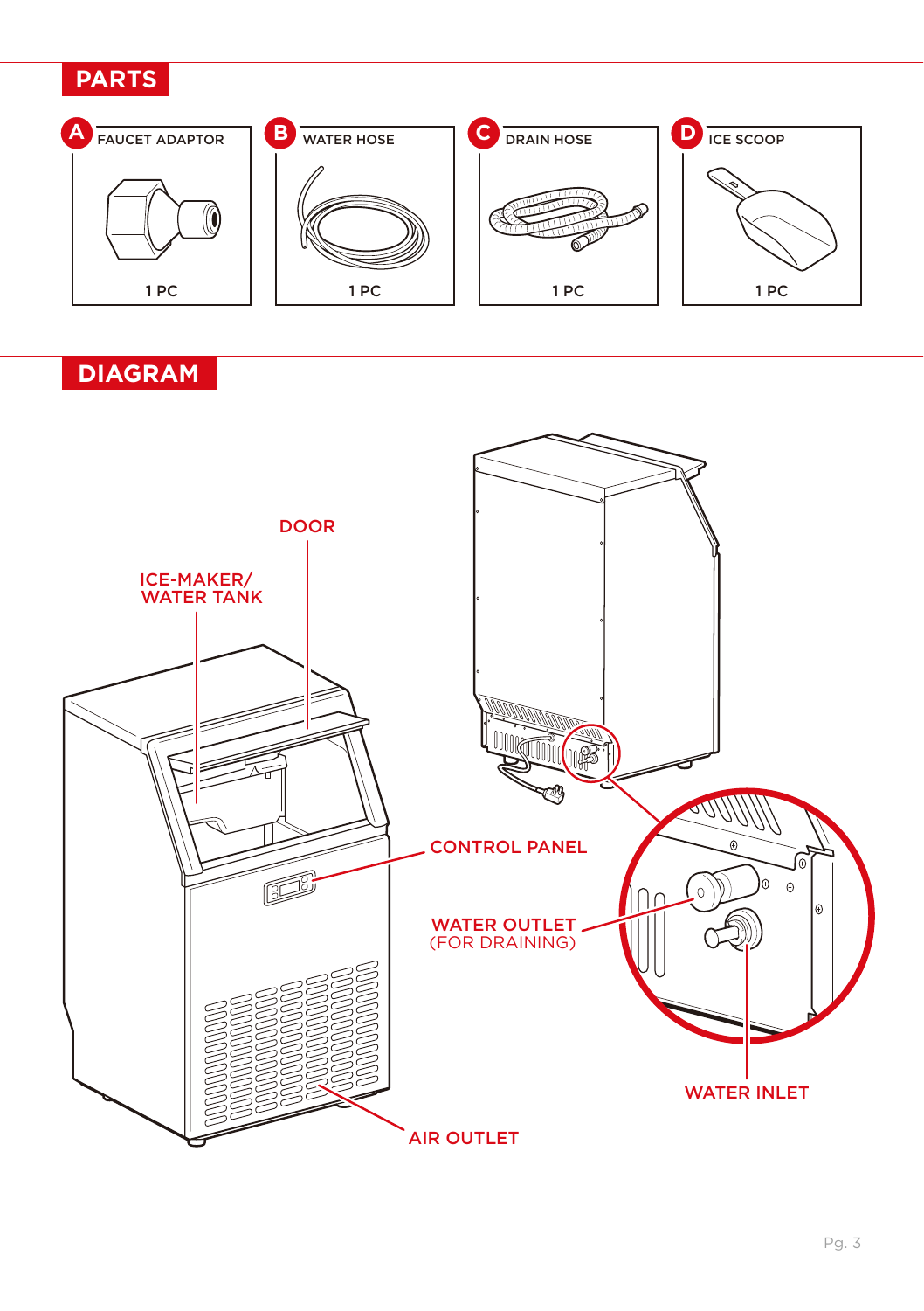## PARTS

**A** FAUCET ADAPTOR — 1 PC

**B** WATER HOSE — 1 PC

**C** DRAIN HOSE — 1 PC

**D** ICE SCOOP — 1 PC

## DIAGRAM

DOOR

ICE-MAKER/ WATER TANK

CONTROL PANEL

WATER OUTLET (FOR DRAINING)

WATER INLET

AIR OUTLET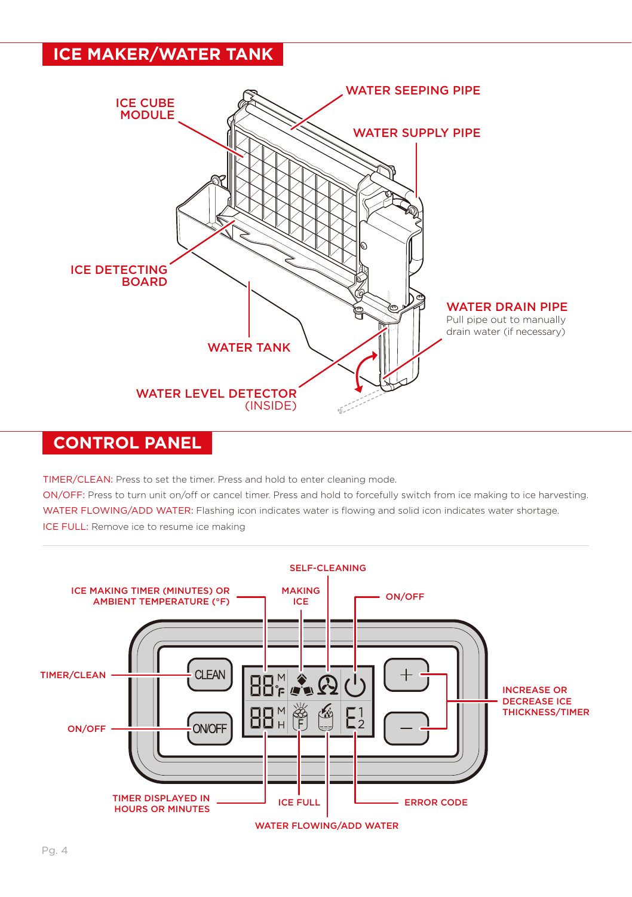## ICE MAKER/WATER TANK

ICE CUBE MODULE

WATER SEEPING PIPE

WATER SUPPLY PIPE

ICE DETECTING BOARD

WATER TANK

WATER DRAIN PIPE
Pull pipe out to manually drain water (if necessary)

WATER LEVEL DETECTOR (INSIDE)

## CONTROL PANEL

TIMER/CLEAN: Press to set the timer. Press and hold to enter cleaning mode.

ON/OFF: Press to turn unit on/off or cancel timer. Press and hold to forcefully switch from ice making to ice harvesting.

WATER FLOWING/ADD WATER: Flashing icon indicates water is flowing and solid icon indicates water shortage.

ICE FULL: Remove ice to resume ice making

---

SELF-CLEANING

ICE MAKING TIMER (MINUTES) OR AMBIENT TEMPERATURE (°F)

MAKING ICE

ON/OFF

TIMER/CLEAN

ON/OFF

INCREASE OR DECREASE ICE THICKNESS/TIMER

TIMER DISPLAYED IN HOURS OR MINUTES

ICE FULL

ERROR CODE

WATER FLOWING/ADD WATER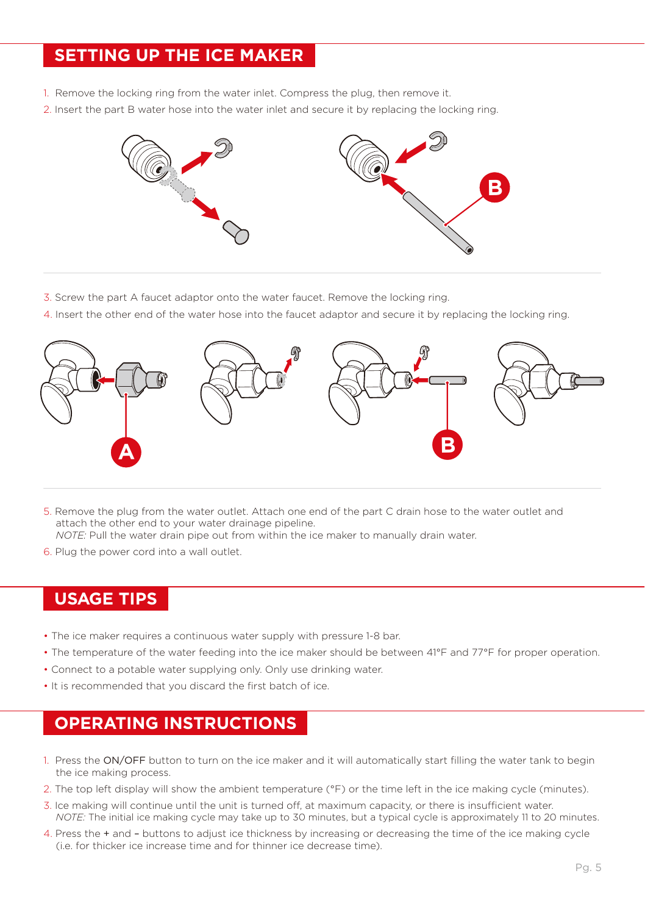## SETTING UP THE ICE MAKER

1. Remove the locking ring from the water inlet. Compress the plug, then remove it.
2. Insert the part B water hose into the water inlet and secure it by replacing the locking ring.

3. Screw the part A faucet adaptor onto the water faucet. Remove the locking ring.
4. Insert the other end of the water hose into the faucet adaptor and secure it by replacing the locking ring.

5. Remove the plug from the water outlet. Attach one end of the part C drain hose to the water outlet and attach the other end to your water drainage pipeline.
   *NOTE:* Pull the water drain pipe out from within the ice maker to manually drain water.
6. Plug the power cord into a wall outlet.

## USAGE TIPS

- The ice maker requires a continuous water supply with pressure 1-8 bar.
- The temperature of the water feeding into the ice maker should be between 41°F and 77°F for proper operation.
- Connect to a potable water supplying only. Only use drinking water.
- It is recommended that you discard the first batch of ice.

## OPERATING INSTRUCTIONS

1. Press the ON/OFF button to turn on the ice maker and it will automatically start filling the water tank to begin the ice making process.
2. The top left display will show the ambient temperature (°F) or the time left in the ice making cycle (minutes).
3. Ice making will continue until the unit is turned off, at maximum capacity, or there is insufficient water.
   *NOTE:* The initial ice making cycle may take up to 30 minutes, but a typical cycle is approximately 11 to 20 minutes.
4. Press the + and – buttons to adjust ice thickness by increasing or decreasing the time of the ice making cycle (i.e. for thicker ice increase time and for thinner ice decrease time).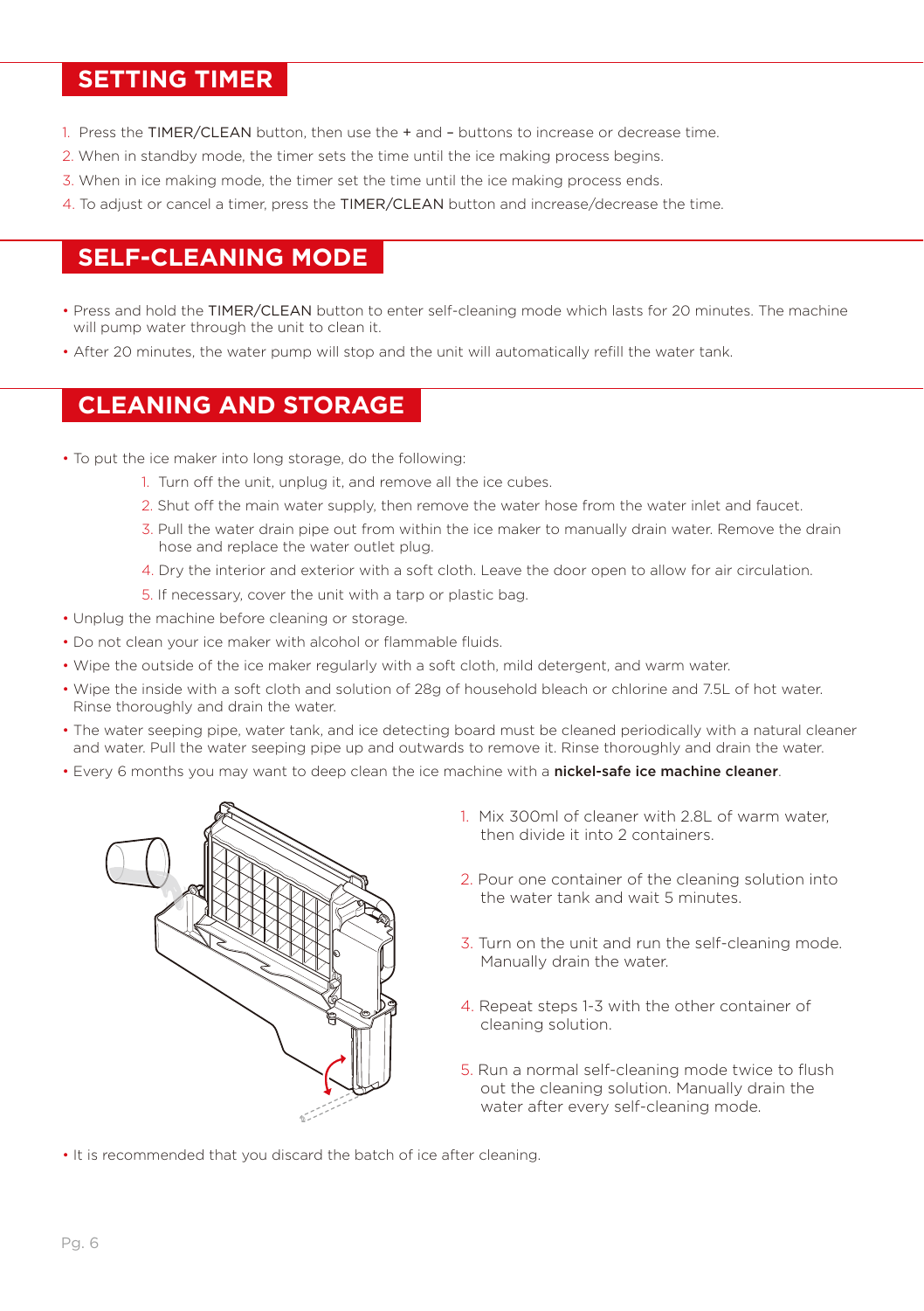## SETTING TIMER

1. Press the TIMER/CLEAN button, then use the + and – buttons to increase or decrease time.
2. When in standby mode, the timer sets the time until the ice making process begins.
3. When in ice making mode, the timer set the time until the ice making process ends.
4. To adjust or cancel a timer, press the TIMER/CLEAN button and increase/decrease the time.

## SELF-CLEANING MODE

- Press and hold the TIMER/CLEAN button to enter self-cleaning mode which lasts for 20 minutes. The machine will pump water through the unit to clean it.
- After 20 minutes, the water pump will stop and the unit will automatically refill the water tank.

## CLEANING AND STORAGE

- To put the ice maker into long storage, do the following:
    1. Turn off the unit, unplug it, and remove all the ice cubes.
    2. Shut off the main water supply, then remove the water hose from the water inlet and faucet.
    3. Pull the water drain pipe out from within the ice maker to manually drain water. Remove the drain hose and replace the water outlet plug.
    4. Dry the interior and exterior with a soft cloth. Leave the door open to allow for air circulation.
    5. If necessary, cover the unit with a tarp or plastic bag.
- Unplug the machine before cleaning or storage.
- Do not clean your ice maker with alcohol or flammable fluids.
- Wipe the outside of the ice maker regularly with a soft cloth, mild detergent, and warm water.
- Wipe the inside with a soft cloth and solution of 28g of household bleach or chlorine and 7.5L of hot water. Rinse thoroughly and drain the water.
- The water seeping pipe, water tank, and ice detecting board must be cleaned periodically with a natural cleaner and water. Pull the water seeping pipe up and outwards to remove it. Rinse thoroughly and drain the water.
- Every 6 months you may want to deep clean the ice machine with a **nickel-safe ice machine cleaner**.

1. Mix 300ml of cleaner with 2.8L of warm water, then divide it into 2 containers.
2. Pour one container of the cleaning solution into the water tank and wait 5 minutes.
3. Turn on the unit and run the self-cleaning mode. Manually drain the water.
4. Repeat steps 1-3 with the other container of cleaning solution.
5. Run a normal self-cleaning mode twice to flush out the cleaning solution. Manually drain the water after every self-cleaning mode.

- It is recommended that you discard the batch of ice after cleaning.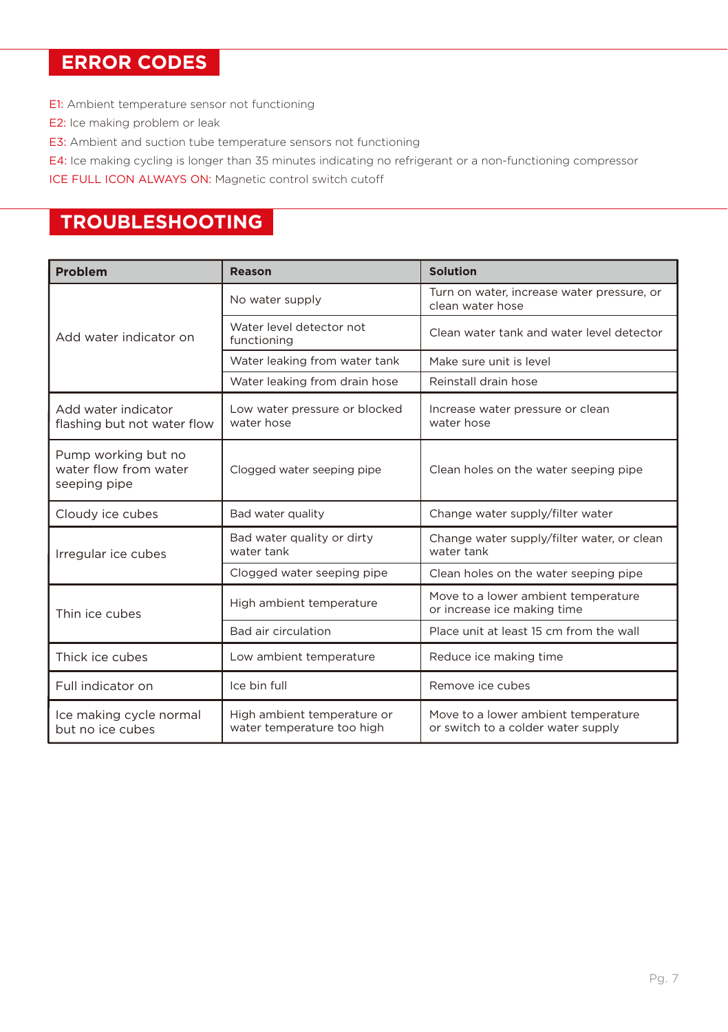## ERROR CODES

E1: Ambient temperature sensor not functioning
E2: Ice making problem or leak
E3: Ambient and suction tube temperature sensors not functioning
E4: Ice making cycling is longer than 35 minutes indicating no refrigerant or a non-functioning compressor
ICE FULL ICON ALWAYS ON: Magnetic control switch cutoff

## TROUBLESHOOTING

| Problem | Reason | Solution |
|---|---|---|
| Add water indicator on | No water supply | Turn on water, increase water pressure, or clean water hose |
| | Water level detector not functioning | Clean water tank and water level detector |
| | Water leaking from water tank | Make sure unit is level |
| | Water leaking from drain hose | Reinstall drain hose |
| Add water indicator flashing but not water flow | Low water pressure or blocked water hose | Increase water pressure or clean water hose |
| Pump working but no water flow from water seeping pipe | Clogged water seeping pipe | Clean holes on the water seeping pipe |
| Cloudy ice cubes | Bad water quality | Change water supply/filter water |
| Irregular ice cubes | Bad water quality or dirty water tank | Change water supply/filter water, or clean water tank |
| | Clogged water seeping pipe | Clean holes on the water seeping pipe |
| Thin ice cubes | High ambient temperature | Move to a lower ambient temperature or increase ice making time |
| | Bad air circulation | Place unit at least 15 cm from the wall |
| Thick ice cubes | Low ambient temperature | Reduce ice making time |
| Full indicator on | Ice bin full | Remove ice cubes |
| Ice making cycle normal but no ice cubes | High ambient temperature or water temperature too high | Move to a lower ambient temperature or switch to a colder water supply |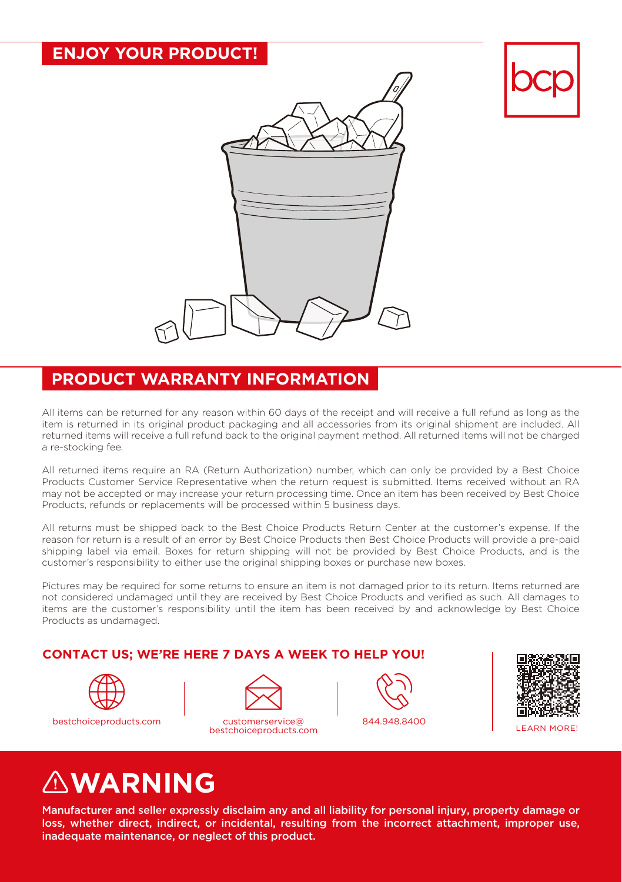## ENJOY YOUR PRODUCT!

bcp

## PRODUCT WARRANTY INFORMATION

All items can be returned for any reason within 60 days of the receipt and will receive a full refund as long as the item is returned in its original product packaging and all accessories from its original shipment are included. All returned items will receive a full refund back to the original payment method. All returned items will not be charged a re-stocking fee.

All returned items require an RA (Return Authorization) number, which can only be provided by a Best Choice Products Customer Service Representative when the return request is submitted. Items received without an RA may not be accepted or may increase your return processing time. Once an item has been received by Best Choice Products, refunds or replacements will be processed within 5 business days.

All returns must be shipped back to the Best Choice Products Return Center at the customer's expense. If the reason for return is a result of an error by Best Choice Products then Best Choice Products will provide a pre-paid shipping label via email. Boxes for return shipping will not be provided by Best Choice Products, and is the customer's responsibility to either use the original shipping boxes or purchase new boxes.

Pictures may be required for some returns to ensure an item is not damaged prior to its return. Items returned are not considered undamaged until they are received by Best Choice Products and verified as such. All damages to items are the customer's responsibility until the item has been received by and acknowledge by Best Choice Products as undamaged.

### CONTACT US; WE'RE HERE 7 DAYS A WEEK TO HELP YOU!

bestchoiceproducts.com

customerservice@bestchoiceproducts.com

844.948.8400

LEARN MORE!

# ⚠WARNING

Manufacturer and seller expressly disclaim any and all liability for personal injury, property damage or loss, whether direct, indirect, or incidental, resulting from the incorrect attachment, improper use, inadequate maintenance, or neglect of this product.